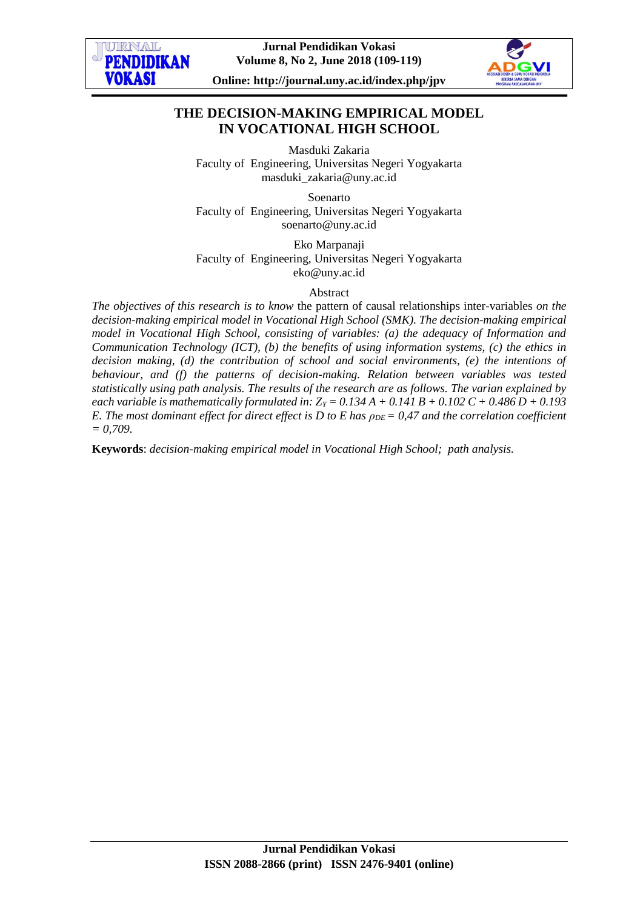# THE DECISION-MAKING EMPIRICAL MODEL IN VOCATIONAL HIGH SCHOOL

Masduki Zakaria
Faculty of Engineering, Universitas Negeri Yogyakarta
masduki_zakaria@uny.ac.id

Soenarto
Faculty of Engineering, Universitas Negeri Yogyakarta
soenarto@uny.ac.id

Eko Marpanaji
Faculty of Engineering, Universitas Negeri Yogyakarta
eko@uny.ac.id

## Abstract

*The objectives of this research is to know* the pattern of causal relationships inter-variables *on the decision-making empirical model in Vocational High School (SMK). The decision-making empirical model in Vocational High School, consisting of variables: (a) the adequacy of Information and Communication Technology (ICT), (b) the benefits of using information systems, (c) the ethics in decision making, (d) the contribution of school and social environments, (e) the intentions of behaviour, and (f) the patterns of decision-making. Relation between variables was tested statistically using path analysis. The results of the research are as follows. The varian explained by each variable is mathematically formulated in: $Z_Y = 0.134\,A + 0.141\,B + 0.102\,C + 0.486\,D + 0.193\,E$. The most dominant effect for direct effect is D to E has $\rho_{DE} = 0{,}47$ and the correlation coefficient $= 0{,}709$.*

**Keywords**: *decision-making empirical model in Vocational High School; path analysis.*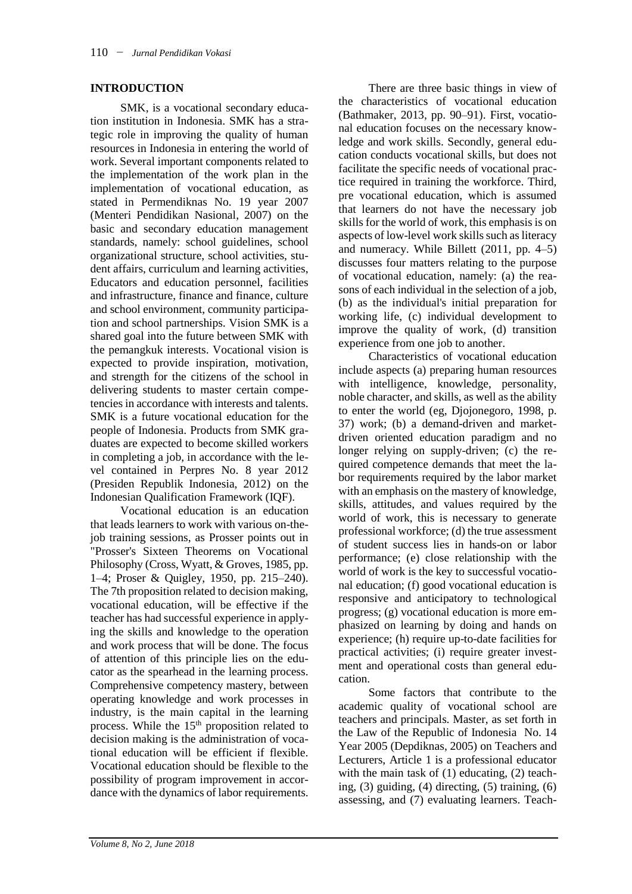## INTRODUCTION

SMK, is a vocational secondary education institution in Indonesia. SMK has a strategic role in improving the quality of human resources in Indonesia in entering the world of work. Several important components related to the implementation of the work plan in the implementation of vocational education, as stated in Permendiknas No. 19 year 2007 (Menteri Pendidikan Nasional, 2007) on the basic and secondary education management standards, namely: school guidelines, school organizational structure, school activities, student affairs, curriculum and learning activities, Educators and education personnel, facilities and infrastructure, finance and finance, culture and school environment, community participation and school partnerships. Vision SMK is a shared goal into the future between SMK with the pemangkuk interests. Vocational vision is expected to provide inspiration, motivation, and strength for the citizens of the school in delivering students to master certain competencies in accordance with interests and talents. SMK is a future vocational education for the people of Indonesia. Products from SMK graduates are expected to become skilled workers in completing a job, in accordance with the level contained in Perpres No. 8 year 2012 (Presiden Republik Indonesia, 2012) on the Indonesian Qualification Framework (IQF).

Vocational education is an education that leads learners to work with various on-the-job training sessions, as Prosser points out in "Prosser's Sixteen Theorems on Vocational Philosophy (Cross, Wyatt, & Groves, 1985, pp. 1–4; Proser & Quigley, 1950, pp. 215–240). The 7th proposition related to decision making, vocational education, will be effective if the teacher has had successful experience in applying the skills and knowledge to the operation and work process that will be done. The focus of attention of this principle lies on the educator as the spearhead in the learning process. Comprehensive competency mastery, between operating knowledge and work processes in industry, is the main capital in the learning process. While the 15th proposition related to decision making is the administration of vocational education will be efficient if flexible. Vocational education should be flexible to the possibility of program improvement in accordance with the dynamics of labor requirements.

There are three basic things in view of the characteristics of vocational education (Bathmaker, 2013, pp. 90–91). First, vocational education focuses on the necessary knowledge and work skills. Secondly, general education conducts vocational skills, but does not facilitate the specific needs of vocational practice required in training the workforce. Third, pre vocational education, which is assumed that learners do not have the necessary job skills for the world of work, this emphasis is on aspects of low-level work skills such as literacy and numeracy. While Billett (2011, pp. 4–5) discusses four matters relating to the purpose of vocational education, namely: (a) the reasons of each individual in the selection of a job, (b) as the individual's initial preparation for working life, (c) individual development to improve the quality of work, (d) transition experience from one job to another.

Characteristics of vocational education include aspects (a) preparing human resources with intelligence, knowledge, personality, noble character, and skills, as well as the ability to enter the world (eg, Djojonegoro, 1998, p. 37) work; (b) a demand-driven and market-driven oriented education paradigm and no longer relying on supply-driven; (c) the required competence demands that meet the labor requirements required by the labor market with an emphasis on the mastery of knowledge, skills, attitudes, and values required by the world of work, this is necessary to generate professional workforce; (d) the true assessment of student success lies in hands-on or labor performance; (e) close relationship with the world of work is the key to successful vocational education; (f) good vocational education is responsive and anticipatory to technological progress; (g) vocational education is more emphasized on learning by doing and hands on experience; (h) require up-to-date facilities for practical activities; (i) require greater investment and operational costs than general education.

Some factors that contribute to the academic quality of vocational school are teachers and principals. Master, as set forth in the Law of the Republic of Indonesia No. 14 Year 2005 (Depdiknas, 2005) on Teachers and Lecturers, Article 1 is a professional educator with the main task of (1) educating, (2) teaching, (3) guiding, (4) directing, (5) training, (6) assessing, and (7) evaluating learners. Teach-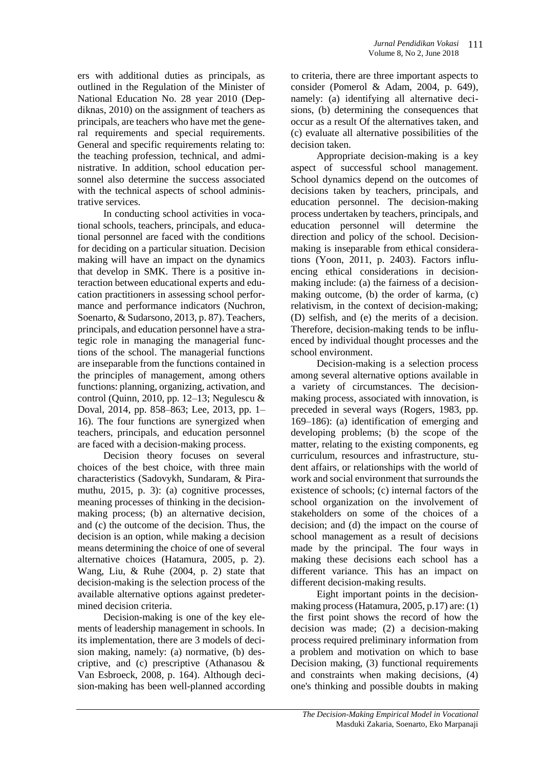ers with additional duties as principals, as outlined in the Regulation of the Minister of National Education No. 28 year 2010 (Depdiknas, 2010) on the assignment of teachers as principals, are teachers who have met the general requirements and special requirements. General and specific requirements relating to: the teaching profession, technical, and administrative. In addition, school education personnel also determine the success associated with the technical aspects of school administrative services.

In conducting school activities in vocational schools, teachers, principals, and educational personnel are faced with the conditions for deciding on a particular situation. Decision making will have an impact on the dynamics that develop in SMK. There is a positive interaction between educational experts and education practitioners in assessing school performance and performance indicators (Nuchron, Soenarto, & Sudarsono, 2013, p. 87). Teachers, principals, and education personnel have a strategic role in managing the managerial functions of the school. The managerial functions are inseparable from the functions contained in the principles of management, among others functions: planning, organizing, activation, and control (Quinn, 2010, pp. 12–13; Negulescu & Doval, 2014, pp. 858–863; Lee, 2013, pp. 1–16). The four functions are synergized when teachers, principals, and education personnel are faced with a decision-making process.

Decision theory focuses on several choices of the best choice, with three main characteristics (Sadovykh, Sundaram, & Piramuthu, 2015, p. 3): (a) cognitive processes, meaning processes of thinking in the decision-making process; (b) an alternative decision, and (c) the outcome of the decision. Thus, the decision is an option, while making a decision means determining the choice of one of several alternative choices (Hatamura, 2005, p. 2). Wang, Liu, & Ruhe (2004, p. 2) state that decision-making is the selection process of the available alternative options against predetermined decision criteria.

Decision-making is one of the key elements of leadership management in schools. In its implementation, there are 3 models of decision making, namely: (a) normative, (b) descriptive, and (c) prescriptive (Athanasou & Van Esbroeck, 2008, p. 164). Although decision-making has been well-planned according to criteria, there are three important aspects to consider (Pomerol & Adam, 2004, p. 649), namely: (a) identifying all alternative decisions, (b) determining the consequences that occur as a result Of the alternatives taken, and (c) evaluate all alternative possibilities of the decision taken.

Appropriate decision-making is a key aspect of successful school management. School dynamics depend on the outcomes of decisions taken by teachers, principals, and education personnel. The decision-making process undertaken by teachers, principals, and education personnel will determine the direction and policy of the school. Decision-making is inseparable from ethical considerations (Yoon, 2011, p. 2403). Factors influencing ethical considerations in decision-making include: (a) the fairness of a decision-making outcome, (b) the order of karma, (c) relativism, in the context of decision-making; (D) selfish, and (e) the merits of a decision. Therefore, decision-making tends to be influenced by individual thought processes and the school environment.

Decision-making is a selection process among several alternative options available in a variety of circumstances. The decision-making process, associated with innovation, is preceded in several ways (Rogers, 1983, pp. 169–186): (a) identification of emerging and developing problems; (b) the scope of the matter, relating to the existing components, eg curriculum, resources and infrastructure, student affairs, or relationships with the world of work and social environment that surrounds the existence of schools; (c) internal factors of the school organization on the involvement of stakeholders on some of the choices of a decision; and (d) the impact on the course of school management as a result of decisions made by the principal. The four ways in making these decisions each school has a different variance. This has an impact on different decision-making results.

Eight important points in the decision-making process (Hatamura, 2005, p.17) are: (1) the first point shows the record of how the decision was made; (2) a decision-making process required preliminary information from a problem and motivation on which to base Decision making, (3) functional requirements and constraints when making decisions, (4) one's thinking and possible doubts in making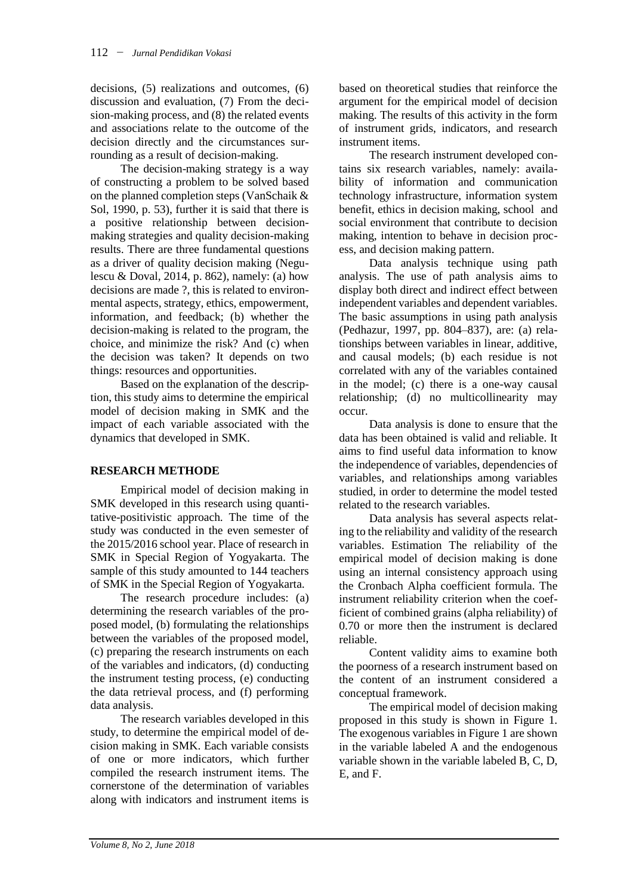decisions, (5) realizations and outcomes, (6) discussion and evaluation, (7) From the decision-making process, and (8) the related events and associations relate to the outcome of the decision directly and the circumstances surrounding as a result of decision-making.

The decision-making strategy is a way of constructing a problem to be solved based on the planned completion steps (VanSchaik & Sol, 1990, p. 53), further it is said that there is a positive relationship between decision-making strategies and quality decision-making results. There are three fundamental questions as a driver of quality decision making (Negulescu & Doval, 2014, p. 862), namely: (a) how decisions are made ?, this is related to environmental aspects, strategy, ethics, empowerment, information, and feedback; (b) whether the decision-making is related to the program, the choice, and minimize the risk? And (c) when the decision was taken? It depends on two things: resources and opportunities.

Based on the explanation of the description, this study aims to determine the empirical model of decision making in SMK and the impact of each variable associated with the dynamics that developed in SMK.

## RESEARCH METHODE

Empirical model of decision making in SMK developed in this research using quantitative-positivistic approach. The time of the study was conducted in the even semester of the 2015/2016 school year. Place of research in SMK in Special Region of Yogyakarta. The sample of this study amounted to 144 teachers of SMK in the Special Region of Yogyakarta.

The research procedure includes: (a) determining the research variables of the proposed model, (b) formulating the relationships between the variables of the proposed model, (c) preparing the research instruments on each of the variables and indicators, (d) conducting the instrument testing process, (e) conducting the data retrieval process, and (f) performing data analysis.

The research variables developed in this study, to determine the empirical model of decision making in SMK. Each variable consists of one or more indicators, which further compiled the research instrument items. The cornerstone of the determination of variables along with indicators and instrument items is based on theoretical studies that reinforce the argument for the empirical model of decision making. The results of this activity in the form of instrument grids, indicators, and research instrument items.

The research instrument developed contains six research variables, namely: availability of information and communication technology infrastructure, information system benefit, ethics in decision making, school and social environment that contribute to decision making, intention to behave in decision process, and decision making pattern.

Data analysis technique using path analysis. The use of path analysis aims to display both direct and indirect effect between independent variables and dependent variables. The basic assumptions in using path analysis (Pedhazur, 1997, pp. 804–837), are: (a) relationships between variables in linear, additive, and causal models; (b) each residue is not correlated with any of the variables contained in the model; (c) there is a one-way causal relationship; (d) no multicollinearity may occur.

Data analysis is done to ensure that the data has been obtained is valid and reliable. It aims to find useful data information to know the independence of variables, dependencies of variables, and relationships among variables studied, in order to determine the model tested related to the research variables.

Data analysis has several aspects relating to the reliability and validity of the research variables. Estimation The reliability of the empirical model of decision making is done using an internal consistency approach using the Cronbach Alpha coefficient formula. The instrument reliability criterion when the coefficient of combined grains (alpha reliability) of 0.70 or more then the instrument is declared reliable.

Content validity aims to examine both the poorness of a research instrument based on the content of an instrument considered a conceptual framework.

The empirical model of decision making proposed in this study is shown in Figure 1. The exogenous variables in Figure 1 are shown in the variable labeled A and the endogenous variable shown in the variable labeled B, C, D, E, and F.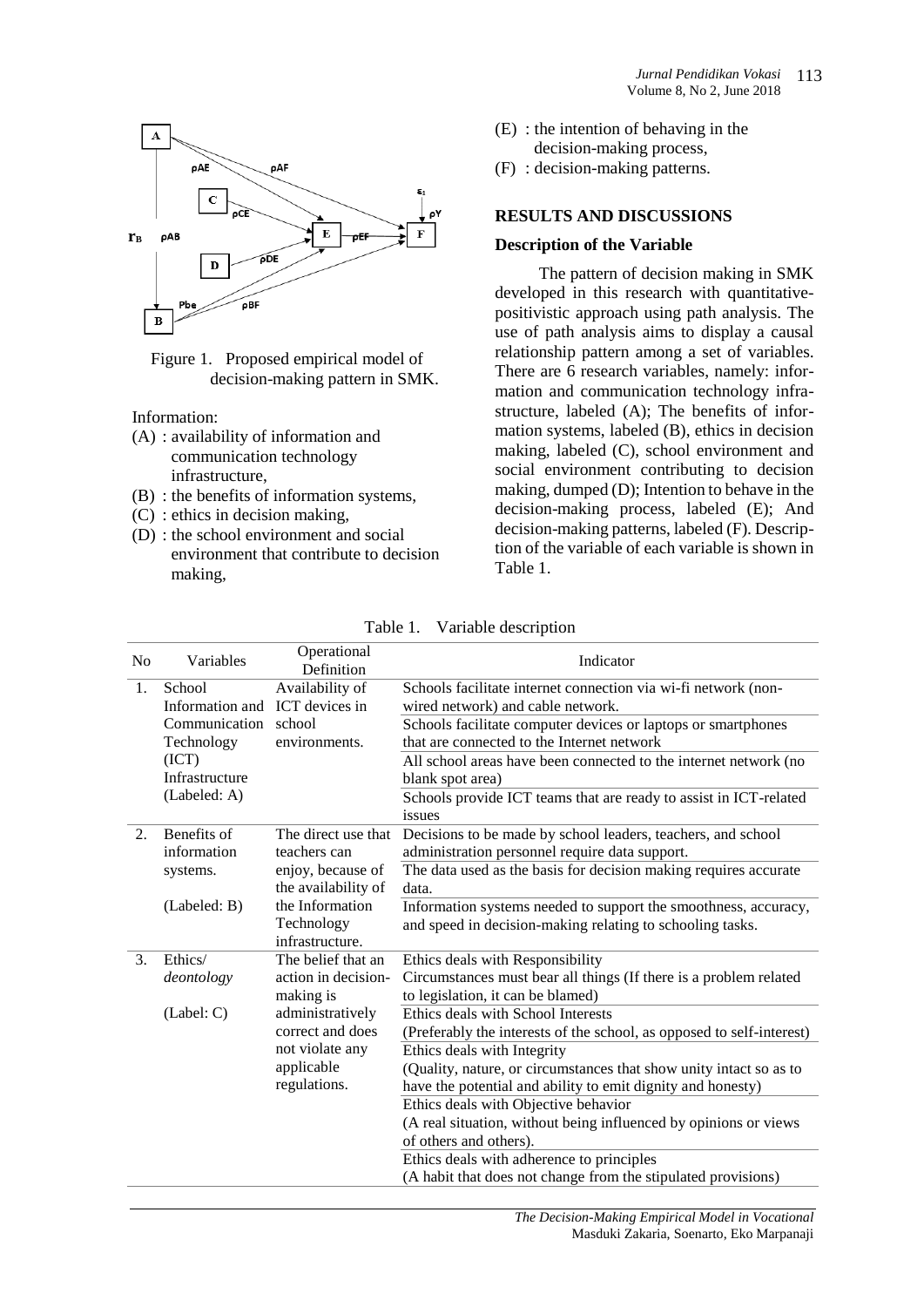Figure 1. Proposed empirical model of decision-making pattern in SMK.

Information:

- (A) : availability of information and communication technology infrastructure,
- (B) : the benefits of information systems,
- (C) : ethics in decision making,
- (D) : the school environment and social environment that contribute to decision making,
- (E) : the intention of behaving in the decision-making process,
- (F) : decision-making patterns.

## RESULTS AND DISCUSSIONS

### Description of the Variable

The pattern of decision making in SMK developed in this research with quantitative-positivistic approach using path analysis. The use of path analysis aims to display a causal relationship pattern among a set of variables. There are 6 research variables, namely: information and communication technology infrastructure, labeled (A); The benefits of information systems, labeled (B), ethics in decision making, labeled (C), school environment and social environment contributing to decision making, dumped (D); Intention to behave in the decision-making process, labeled (E); And decision-making patterns, labeled (F). Description of the variable of each variable is shown in Table 1.

Table 1. Variable description

| No | Variables | Operational Definition | Indicator |
|---|---|---|---|
| 1. | School Information and Communication Technology (ICT) Infrastructure (Labeled: A) | Availability of ICT devices in school environments. | Schools facilitate internet connection via wi-fi network (non-wired network) and cable network. |
| | | | Schools facilitate computer devices or laptops or smartphones that are connected to the Internet network |
| | | | All school areas have been connected to the internet network (no blank spot area) |
| | | | Schools provide ICT teams that are ready to assist in ICT-related issues |
| 2. | Benefits of information systems. (Labeled: B) | The direct use that teachers can enjoy, because of the availability of the Information Technology infrastructure. | Decisions to be made by school leaders, teachers, and school administration personnel require data support. |
| | | | The data used as the basis for decision making requires accurate data. |
| | | | Information systems needed to support the smoothness, accuracy, and speed in decision-making relating to schooling tasks. |
| 3. | Ethics/ *deontology* (Label: C) | The belief that an action in decision-making is administratively correct and does not violate any applicable regulations. | Ethics deals with Responsibility Circumstances must bear all things (If there is a problem related to legislation, it can be blamed) |
| | | | Ethics deals with School Interests (Preferably the interests of the school, as opposed to self-interest) |
| | | | Ethics deals with Integrity (Quality, nature, or circumstances that show unity intact so as to have the potential and ability to emit dignity and honesty) |
| | | | Ethics deals with Objective behavior (A real situation, without being influenced by opinions or views of others and others). |
| | | | Ethics deals with adherence to principles (A habit that does not change from the stipulated provisions) |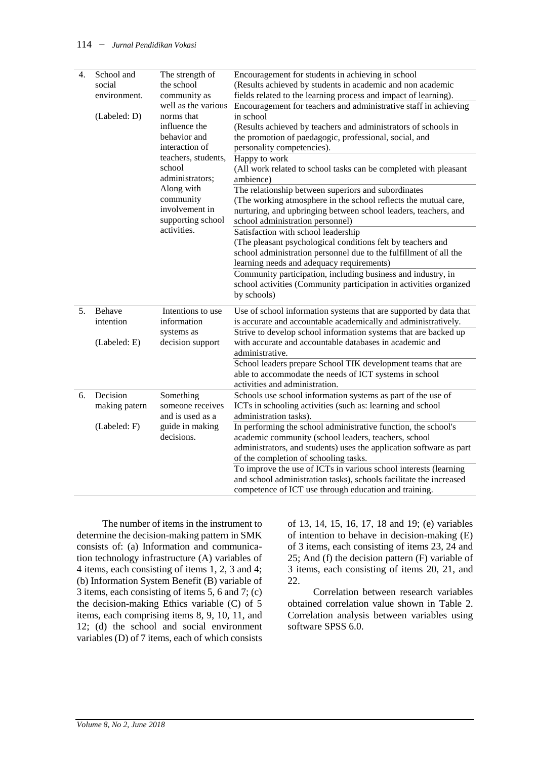| No. | Variable | Definition | Indicator |
|---|---|---|---|
| 4. | School and social environment. (Labeled: D) | The strength of the school community as well as the various norms that influence the behavior and interaction of teachers, students, school administrators; Along with community involvement in supporting school activities. | Encouragement for students in achieving in school (Results achieved by students in academic and non academic fields related to the learning process and impact of learning). |
| | | | Encouragement for teachers and administrative staff in achieving in school (Results achieved by teachers and administrators of schools in the promotion of paedagogic, professional, social, and personality competencies). |
| | | | Happy to work (All work related to school tasks can be completed with pleasant ambience) |
| | | | The relationship between superiors and subordinates (The working atmosphere in the school reflects the mutual care, nurturing, and upbringing between school leaders, teachers, and school administration personnel) |
| | | | Satisfaction with school leadership (The pleasant psychological conditions felt by teachers and school administration personnel due to the fulfillment of all the learning needs and adequacy requirements) |
| | | | Community participation, including business and industry, in school activities (Community participation in activities organized by schools) |
| 5. | Behave intention (Labeled: E) | Intentions to use information systems as decision support | Use of school information systems that are supported by data that is accurate and accountable academically and administratively. |
| | | | Strive to develop school information systems that are backed up with accurate and accountable databases in academic and administrative. |
| | | | School leaders prepare School TIK development teams that are able to accommodate the needs of ICT systems in school activities and administration. |
| 6. | Decision making patern (Labeled: F) | Something someone receives and is used as a guide in making decisions. | Schools use school information systems as part of the use of ICTs in schooling activities (such as: learning and school administration tasks). |
| | | | In performing the school administrative function, the school's academic community (school leaders, teachers, school administrators, and students) uses the application software as part of the completion of schooling tasks. |
| | | | To improve the use of ICTs in various school interests (learning and school administration tasks), schools facilitate the increased competence of ICT use through education and training. |

The number of items in the instrument to determine the decision-making pattern in SMK consists of: (a) Information and communication technology infrastructure (A) variables of 4 items, each consisting of items 1, 2, 3 and 4; (b) Information System Benefit (B) variable of 3 items, each consisting of items 5, 6 and 7; (c) the decision-making Ethics variable (C) of 5 items, each comprising items 8, 9, 10, 11, and 12; (d) the school and social environment variables (D) of 7 items, each of which consists of 13, 14, 15, 16, 17, 18 and 19; (e) variables of intention to behave in decision-making (E) of 3 items, each consisting of items 23, 24 and 25; And (f) the decision pattern (F) variable of 3 items, each consisting of items 20, 21, and 22.

Correlation between research variables obtained correlation value shown in Table 2. Correlation analysis between variables using software SPSS 6.0.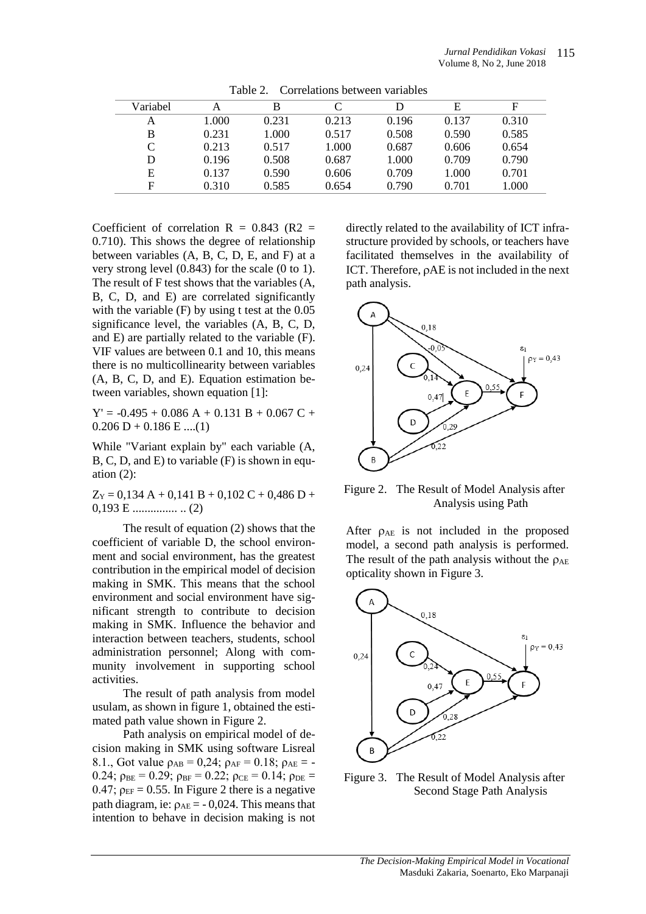Table 2. Correlations between variables

| Variabel | A | B | C | D | E | F |
|---|---|---|---|---|---|---|
| A | 1.000 | 0.231 | 0.213 | 0.196 | 0.137 | 0.310 |
| B | 0.231 | 1.000 | 0.517 | 0.508 | 0.590 | 0.585 |
| C | 0.213 | 0.517 | 1.000 | 0.687 | 0.606 | 0.654 |
| D | 0.196 | 0.508 | 0.687 | 1.000 | 0.709 | 0.790 |
| E | 0.137 | 0.590 | 0.606 | 0.709 | 1.000 | 0.701 |
| F | 0.310 | 0.585 | 0.654 | 0.790 | 0.701 | 1.000 |

Coefficient of correlation R = 0.843 (R2 = 0.710). This shows the degree of relationship between variables (A, B, C, D, E, and F) at a very strong level (0.843) for the scale (0 to 1). The result of F test shows that the variables (A, B, C, D, and E) are correlated significantly with the variable (F) by using t test at the 0.05 significance level, the variables (A, B, C, D, and E) are partially related to the variable (F). VIF values are between 0.1 and 10, this means there is no multicollinearity between variables (A, B, C, D, and E). Equation estimation between variables, shown equation [1]:

$Y' = -0.495 + 0.086\ A + 0.131\ B + 0.067\ C + 0.206\ D + 0.186\ E$ ....(1)

While "Variant explain by" each variable (A, B, C, D, and E) to variable (F) is shown in equation (2):

$Z_Y = 0{,}134\ A + 0{,}141\ B + 0{,}102\ C + 0{,}486\ D + 0{,}193\ E$ ............... .. (2)

The result of equation (2) shows that the coefficient of variable D, the school environment and social environment, has the greatest contribution in the empirical model of decision making in SMK. This means that the school environment and social environment have significant strength to contribute to decision making in SMK. Influence the behavior and interaction between teachers, students, school administration personnel; Along with community involvement in supporting school activities.

The result of path analysis from model usulam, as shown in figure 1, obtained the estimated path value shown in Figure 2.

Path analysis on empirical model of decision making in SMK using software Lisreal 8.1., Got value $\rho_{AB} = 0{,}24$; $\rho_{AF} = 0.18$; $\rho_{AE} = -0.24$; $\rho_{BE} = 0.29$; $\rho_{BF} = 0.22$; $\rho_{CE} = 0.14$; $\rho_{DE} = 0.47$; $\rho_{EF} = 0.55$. In Figure 2 there is a negative path diagram, ie: $\rho_{AE} = -0{,}024$. This means that intention to behave in decision making is not directly related to the availability of ICT infrastructure provided by schools, or teachers have facilitated themselves in the availability of ICT. Therefore, $\rho AE$ is not included in the next path analysis.

Figure 2. The Result of Model Analysis after Analysis using Path

After $\rho_{AE}$ is not included in the proposed model, a second path analysis is performed. The result of the path analysis without the $\rho_{AE}$ opticality shown in Figure 3.

Figure 3. The Result of Model Analysis after Second Stage Path Analysis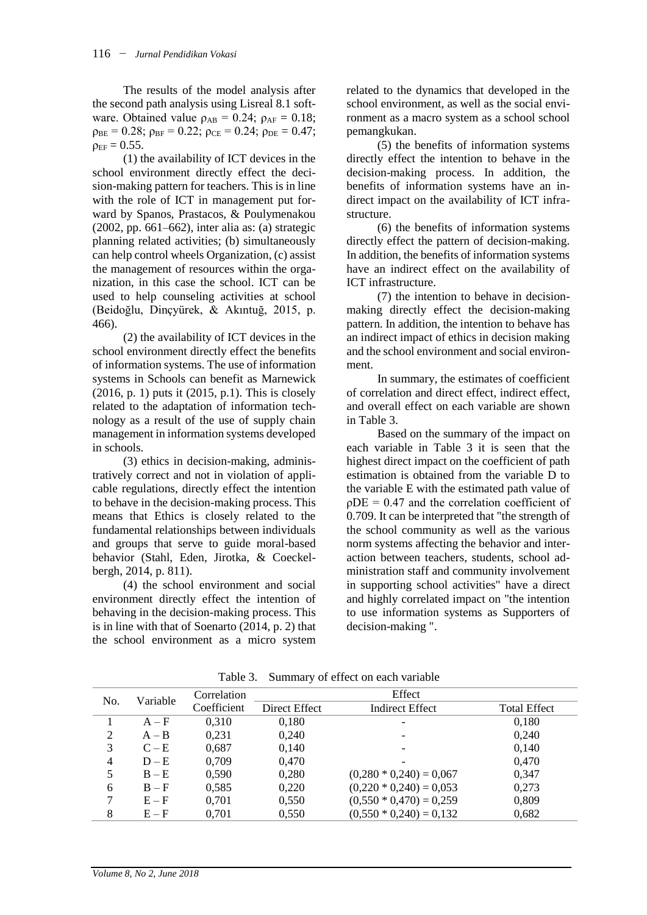The results of the model analysis after the second path analysis using Lisreal 8.1 software. Obtained value $\rho_{AB} = 0.24$; $\rho_{AF} = 0.18$; $\rho_{BE} = 0.28$; $\rho_{BF} = 0.22$; $\rho_{CE} = 0.24$; $\rho_{DE} = 0.47$; $\rho_{EF} = 0.55$.

(1) the availability of ICT devices in the school environment directly effect the decision-making pattern for teachers. This is in line with the role of ICT in management put forward by Spanos, Prastacos, & Poulymenakou (2002, pp. 661–662), inter alia as: (a) strategic planning related activities; (b) simultaneously can help control wheels Organization, (c) assist the management of resources within the organization, in this case the school. ICT can be used to help counseling activities at school (Beidoğlu, Dinçyürek, & Akıntuğ, 2015, p. 466).

(2) the availability of ICT devices in the school environment directly effect the benefits of information systems. The use of information systems in Schools can benefit as Marnewick (2016, p. 1) puts it (2015, p.1). This is closely related to the adaptation of information technology as a result of the use of supply chain management in information systems developed in schools.

(3) ethics in decision-making, administratively correct and not in violation of applicable regulations, directly effect the intention to behave in the decision-making process. This means that Ethics is closely related to the fundamental relationships between individuals and groups that serve to guide moral-based behavior (Stahl, Eden, Jirotka, & Coeckelbergh, 2014, p. 811).

(4) the school environment and social environment directly effect the intention of behaving in the decision-making process. This is in line with that of Soenarto (2014, p. 2) that the school environment as a micro system related to the dynamics that developed in the school environment, as well as the social environment as a macro system as a school school pemangkukan.

(5) the benefits of information systems directly effect the intention to behave in the decision-making process. In addition, the benefits of information systems have an indirect impact on the availability of ICT infrastructure.

(6) the benefits of information systems directly effect the pattern of decision-making. In addition, the benefits of information systems have an indirect effect on the availability of ICT infrastructure.

(7) the intention to behave in decision-making directly effect the decision-making pattern. In addition, the intention to behave has an indirect impact of ethics in decision making and the school environment and social environment.

In summary, the estimates of coefficient of correlation and direct effect, indirect effect, and overall effect on each variable are shown in Table 3.

Based on the summary of the impact on each variable in Table 3 it is seen that the highest direct impact on the coefficient of path estimation is obtained from the variable D to the variable E with the estimated path value of $\rho DE = 0.47$ and the correlation coefficient of 0.709. It can be interpreted that "the strength of the school community as well as the various norm systems affecting the behavior and interaction between teachers, students, school administration staff and community involvement in supporting school activities" have a direct and highly correlated impact on "the intention to use information systems as Supporters of decision-making ".

Table 3. Summary of effect on each variable

| No. | Variable | Correlation Coefficient | Effect | | |
|---|---|---|---|---|---|
| | | | Direct Effect | Indirect Effect | Total Effect |
| 1 | A – F | 0,310 | 0,180 | - | 0,180 |
| 2 | A – B | 0,231 | 0,240 | - | 0,240 |
| 3 | C – E | 0,687 | 0,140 | - | 0,140 |
| 4 | D – E | 0,709 | 0,470 | - | 0,470 |
| 5 | B – E | 0,590 | 0,280 | (0,280 * 0,240) = 0,067 | 0,347 |
| 6 | B – F | 0,585 | 0,220 | (0,220 * 0,240) = 0,053 | 0,273 |
| 7 | E – F | 0,701 | 0,550 | (0,550 * 0,470) = 0,259 | 0,809 |
| 8 | E – F | 0,701 | 0,550 | (0,550 * 0,240) = 0,132 | 0,682 |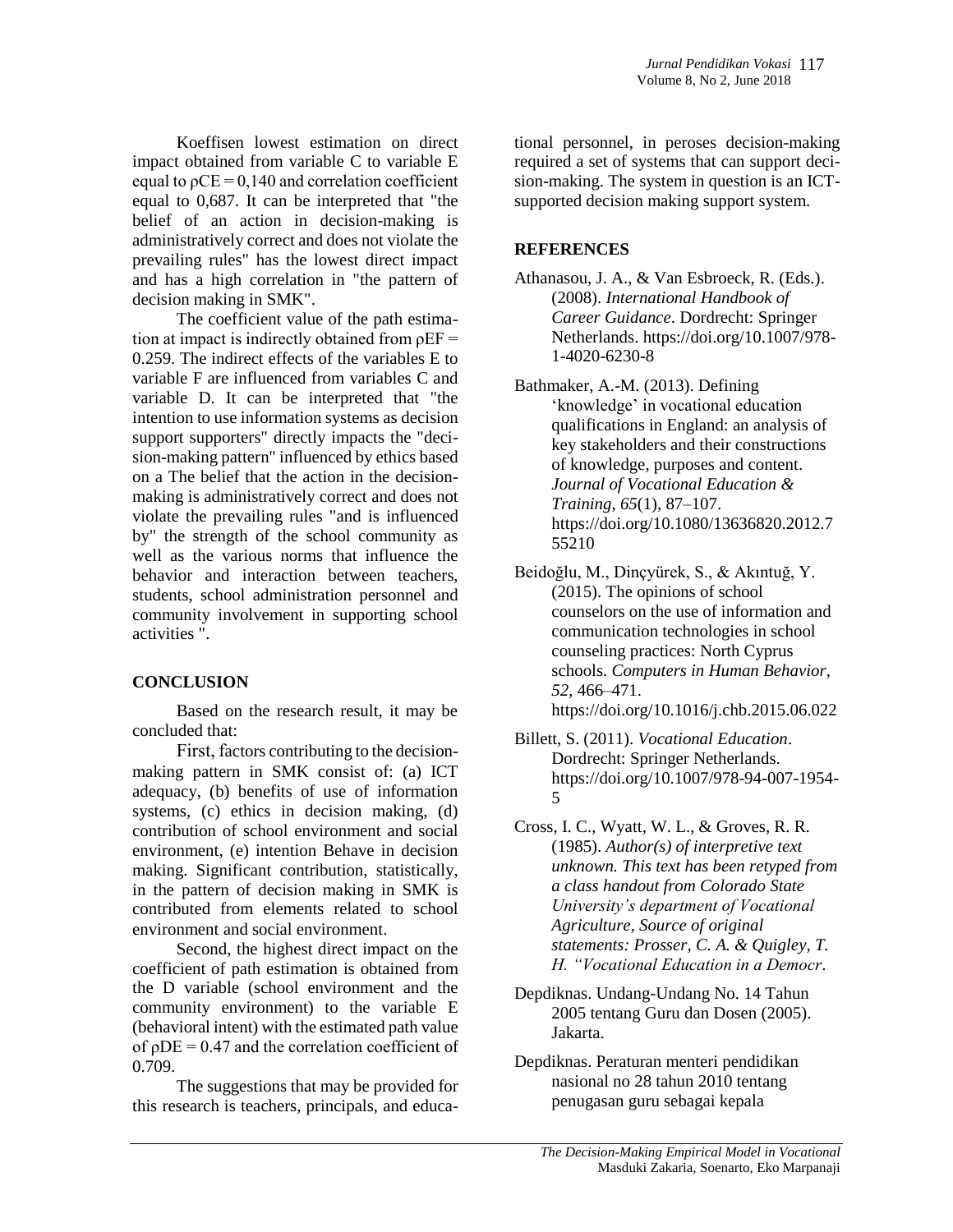Koeffisen lowest estimation on direct impact obtained from variable C to variable E equal to $\rho CE = 0{,}140$ and correlation coefficient equal to 0,687. It can be interpreted that "the belief of an action in decision-making is administratively correct and does not violate the prevailing rules" has the lowest direct impact and has a high correlation in "the pattern of decision making in SMK".

The coefficient value of the path estimation at impact is indirectly obtained from $\rho EF = 0.259$. The indirect effects of the variables E to variable F are influenced from variables C and variable D. It can be interpreted that "the intention to use information systems as decision support supporters" directly impacts the "decision-making pattern" influenced by ethics based on a The belief that the action in the decision-making is administratively correct and does not violate the prevailing rules "and is influenced by" the strength of the school community as well as the various norms that influence the behavior and interaction between teachers, students, school administration personnel and community involvement in supporting school activities ".

## CONCLUSION

Based on the research result, it may be concluded that:

First, factors contributing to the decision-making pattern in SMK consist of: (a) ICT adequacy, (b) benefits of use of information systems, (c) ethics in decision making, (d) contribution of school environment and social environment, (e) intention Behave in decision making. Significant contribution, statistically, in the pattern of decision making in SMK is contributed from elements related to school environment and social environment.

Second, the highest direct impact on the coefficient of path estimation is obtained from the D variable (school environment and the community environment) to the variable E (behavioral intent) with the estimated path value of $\rho DE = 0.47$ and the correlation coefficient of 0.709.

The suggestions that may be provided for this research is teachers, principals, and educational personnel, in peroses decision-making required a set of systems that can support decision-making. The system in question is an ICT-supported decision making support system.

## REFERENCES

Athanasou, J. A., & Van Esbroeck, R. (Eds.). (2008). *International Handbook of Career Guidance*. Dordrecht: Springer Netherlands. https://doi.org/10.1007/978-1-4020-6230-8

Bathmaker, A.-M. (2013). Defining 'knowledge' in vocational education qualifications in England: an analysis of key stakeholders and their constructions of knowledge, purposes and content. *Journal of Vocational Education & Training*, *65*(1), 87–107. https://doi.org/10.1080/13636820.2012.755210

Beidoğlu, M., Dinçyürek, S., & Akıntuğ, Y. (2015). The opinions of school counselors on the use of information and communication technologies in school counseling practices: North Cyprus schools. *Computers in Human Behavior*, *52*, 466–471. https://doi.org/10.1016/j.chb.2015.06.022

Billett, S. (2011). *Vocational Education*. Dordrecht: Springer Netherlands. https://doi.org/10.1007/978-94-007-1954-5

Cross, I. C., Wyatt, W. L., & Groves, R. R. (1985). *Author(s) of interpretive text unknown. This text has been retyped from a class handout from Colorado State University's department of Vocational Agriculture, Source of original statements: Prosser, C. A. & Quigley, T. H. "Vocational Education in a Democr*.

Depdiknas. Undang-Undang No. 14 Tahun 2005 tentang Guru dan Dosen (2005). Jakarta.

Depdiknas. Peraturan menteri pendidikan nasional no 28 tahun 2010 tentang penugasan guru sebagai kepala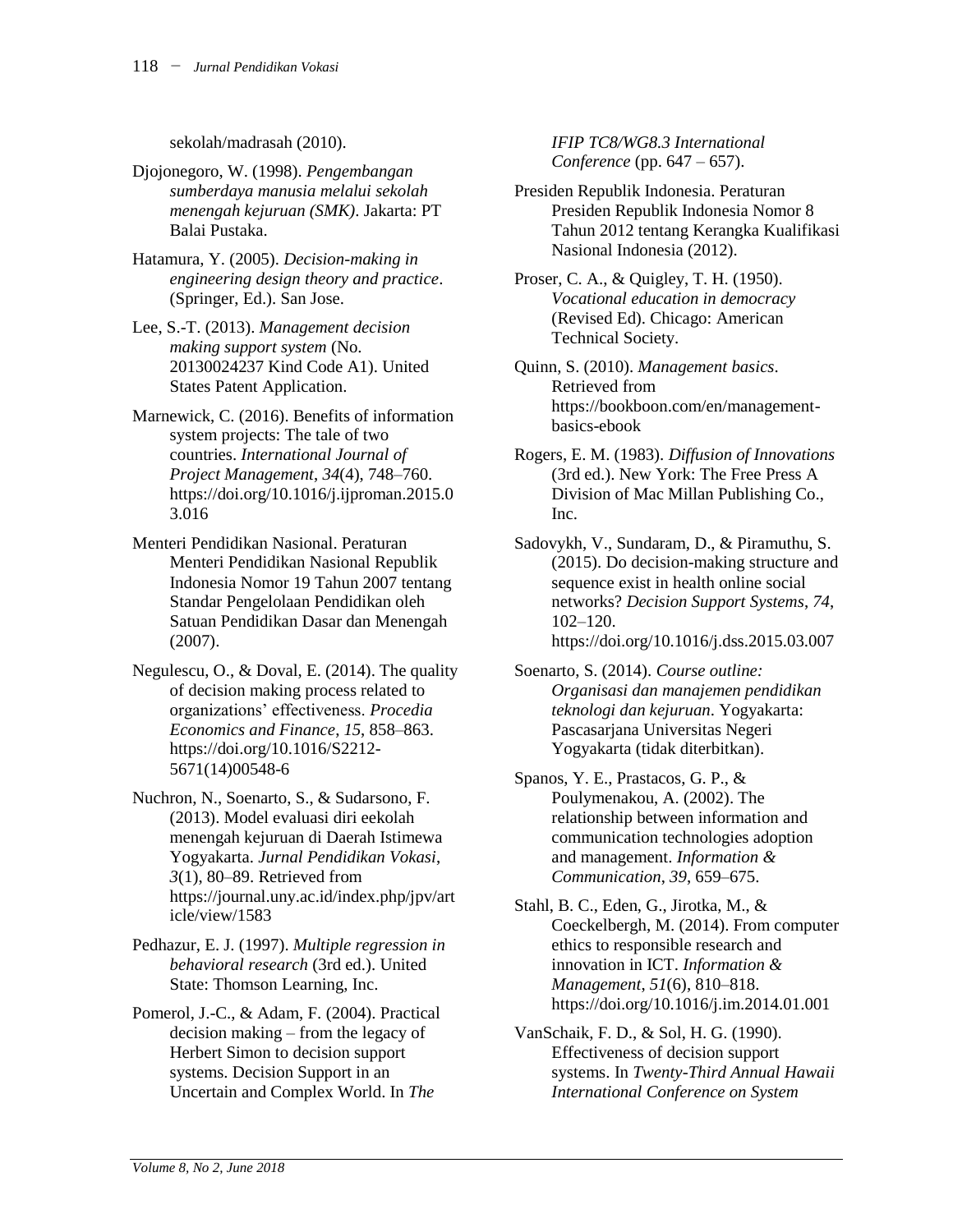sekolah/madrasah (2010).

Djojonegoro, W. (1998). *Pengembangan sumberdaya manusia melalui sekolah menengah kejuruan (SMK)*. Jakarta: PT Balai Pustaka.

Hatamura, Y. (2005). *Decision-making in engineering design theory and practice*. (Springer, Ed.). San Jose.

Lee, S.-T. (2013). *Management decision making support system* (No. 20130024237 Kind Code A1). United States Patent Application.

Marnewick, C. (2016). Benefits of information system projects: The tale of two countries. *International Journal of Project Management*, *34*(4), 748–760. https://doi.org/10.1016/j.ijproman.2015.03.016

Menteri Pendidikan Nasional. Peraturan Menteri Pendidikan Nasional Republik Indonesia Nomor 19 Tahun 2007 tentang Standar Pengelolaan Pendidikan oleh Satuan Pendidikan Dasar dan Menengah (2007).

Negulescu, O., & Doval, E. (2014). The quality of decision making process related to organizations' effectiveness. *Procedia Economics and Finance*, *15*, 858–863. https://doi.org/10.1016/S2212-5671(14)00548-6

Nuchron, N., Soenarto, S., & Sudarsono, F. (2013). Model evaluasi diri eekolah menengah kejuruan di Daerah Istimewa Yogyakarta. *Jurnal Pendidikan Vokasi*, *3*(1), 80–89. Retrieved from https://journal.uny.ac.id/index.php/jpv/article/view/1583

Pedhazur, E. J. (1997). *Multiple regression in behavioral research* (3rd ed.). United State: Thomson Learning, Inc.

Pomerol, J.-C., & Adam, F. (2004). Practical decision making – from the legacy of Herbert Simon to decision support systems. Decision Support in an Uncertain and Complex World. In *The IFIP TC8/WG8.3 International Conference* (pp. 647 – 657).

Presiden Republik Indonesia. Peraturan Presiden Republik Indonesia Nomor 8 Tahun 2012 tentang Kerangka Kualifikasi Nasional Indonesia (2012).

Proser, C. A., & Quigley, T. H. (1950). *Vocational education in democracy* (Revised Ed). Chicago: American Technical Society.

Quinn, S. (2010). *Management basics*. Retrieved from https://bookboon.com/en/management-basics-ebook

Rogers, E. M. (1983). *Diffusion of Innovations* (3rd ed.). New York: The Free Press A Division of Mac Millan Publishing Co., Inc.

Sadovykh, V., Sundaram, D., & Piramuthu, S. (2015). Do decision-making structure and sequence exist in health online social networks? *Decision Support Systems*, *74*, 102–120. https://doi.org/10.1016/j.dss.2015.03.007

Soenarto, S. (2014). *Course outline: Organisasi dan manajemen pendidikan teknologi dan kejuruan*. Yogyakarta: Pascasarjana Universitas Negeri Yogyakarta (tidak diterbitkan).

Spanos, Y. E., Prastacos, G. P., & Poulymenakou, A. (2002). The relationship between information and communication technologies adoption and management. *Information & Communication*, *39*, 659–675.

Stahl, B. C., Eden, G., Jirotka, M., & Coeckelbergh, M. (2014). From computer ethics to responsible research and innovation in ICT. *Information & Management*, *51*(6), 810–818. https://doi.org/10.1016/j.im.2014.01.001

VanSchaik, F. D., & Sol, H. G. (1990). Effectiveness of decision support systems. In *Twenty-Third Annual Hawaii International Conference on System*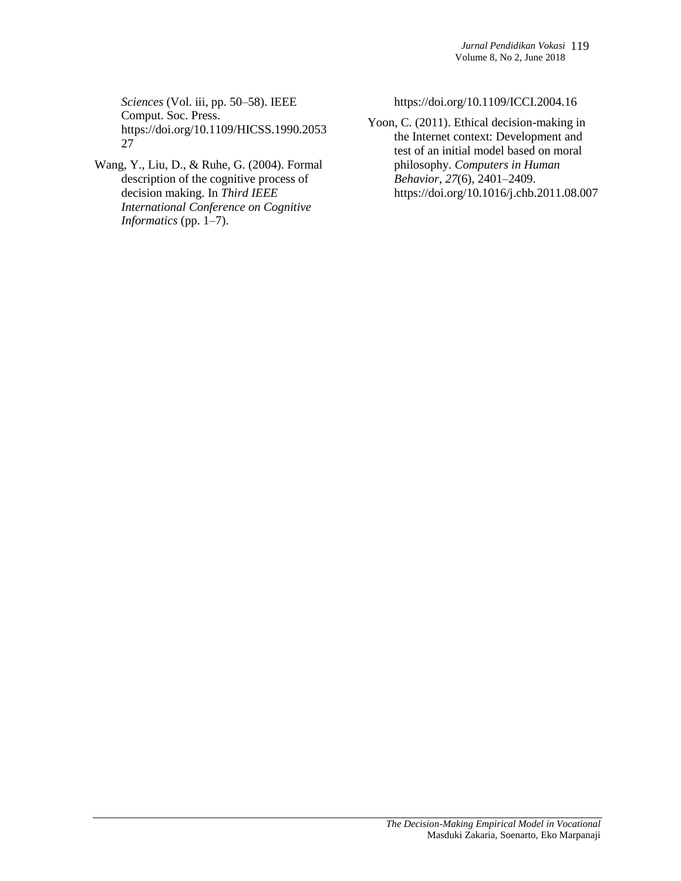*Sciences* (Vol. iii, pp. 50–58). IEEE Comput. Soc. Press. https://doi.org/10.1109/HICSS.1990.205327

Wang, Y., Liu, D., & Ruhe, G. (2004). Formal description of the cognitive process of decision making. In *Third IEEE International Conference on Cognitive Informatics* (pp. 1–7). https://doi.org/10.1109/ICCI.2004.16

Yoon, C. (2011). Ethical decision-making in the Internet context: Development and test of an initial model based on moral philosophy. *Computers in Human Behavior*, *27*(6), 2401–2409. https://doi.org/10.1016/j.chb.2011.08.007